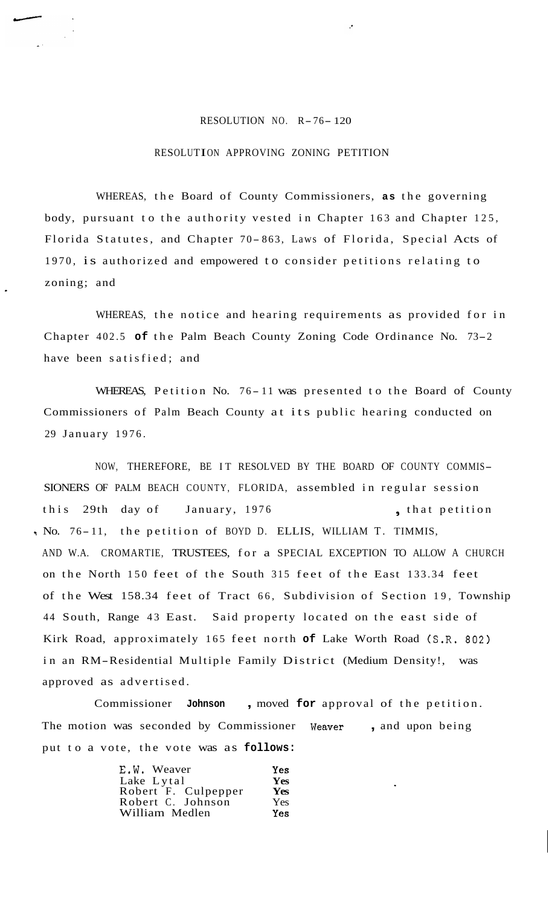RESOLUTION NO. R-76-120

RESOLUTION APPROVING ZONING PETITION

WHEREAS, the Board of County Commissioners, as the governing body, pursuant to the authority vested in Chapter 163 and Chapter 125, Florida Statutes, and Chapter 70-863, Laws of Florida, Special Acts of 1970, is authorized and empowered to consider petitions relating to zoning; and

WHEREAS, the notice and hearing requirements as provided for in Chapter 402.5 of the Palm Beach County Zoning Code Ordinance No. 73-2 have been satisfied; and

WHEREAS, Petition No. 76-11 was presented to the Board of County Commissioners of Palm Beach County at its public hearing conducted on 29 January 1976.

NOW, THEREFORE, BE IT RESOLVED BY THE BOARD OF COUNTY COMMISSIONERS OF PALM BEACH COUNTY, FLORIDA, assembled in regular session this 29th day of January, 1976, that petition No. 76-11, the petition of BOYD D. ELLIS, WILLIAM T. TIMMIS, AND W.A. CROMARTIE, TRUSTEES, for a SPECIAL EXCEPTION TO ALLOW A CHURCH on the North 150 feet of the South 315 feet of the East 133.34 feet of the West 158.34 feet of Tract 66, Subdivision of Section 19, Township 44 South, Range 43 East. Said property located on the east side of Kirk Road, approximately 165 feet north of Lake Worth Road (S.R. 802) in an RM-Residential Multiple Family District (Medium Density!, was approved as advertised.

Commissioner **Johnson**, moved for approval of the petition. The motion was seconded by Commissioner Weaver, and upon being put to a vote, the vote was as follows:

| | |
|---|---|
| E.W. Weaver | Yes |
| Lake Lytal | Yes |
| Robert F. Culpepper | Yes |
| Robert C. Johnson | Yes |
| William Medlen | Yes |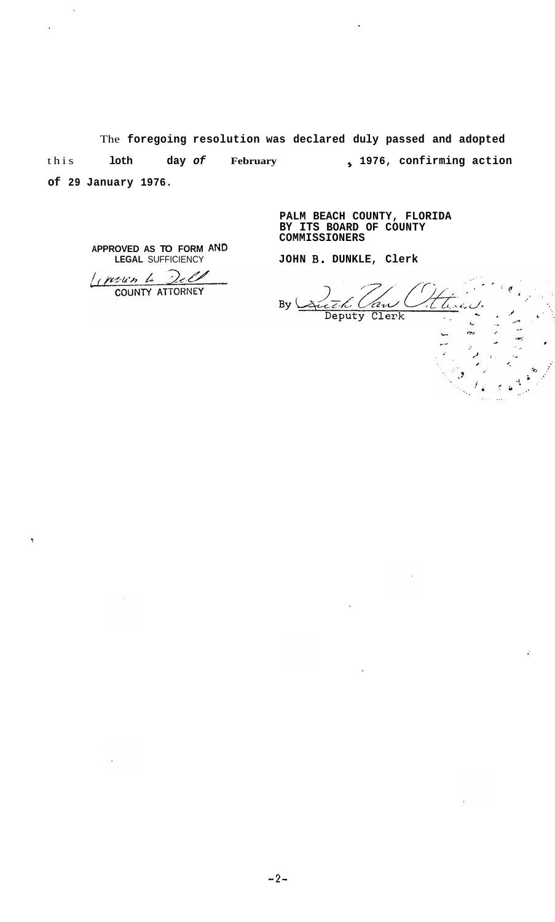The foregoing resolution was declared duly passed and adopted this loth day of February, 1976, confirming action of 29 January 1976.

PALM BEACH COUNTY, FLORIDA
BY ITS BOARD OF COUNTY
COMMISSIONERS

APPROVED AS TO FORM AND
LEGAL SUFFICIENCY

COUNTY ATTORNEY

JOHN B. DUNKLE, Clerk

By
Deputy Clerk